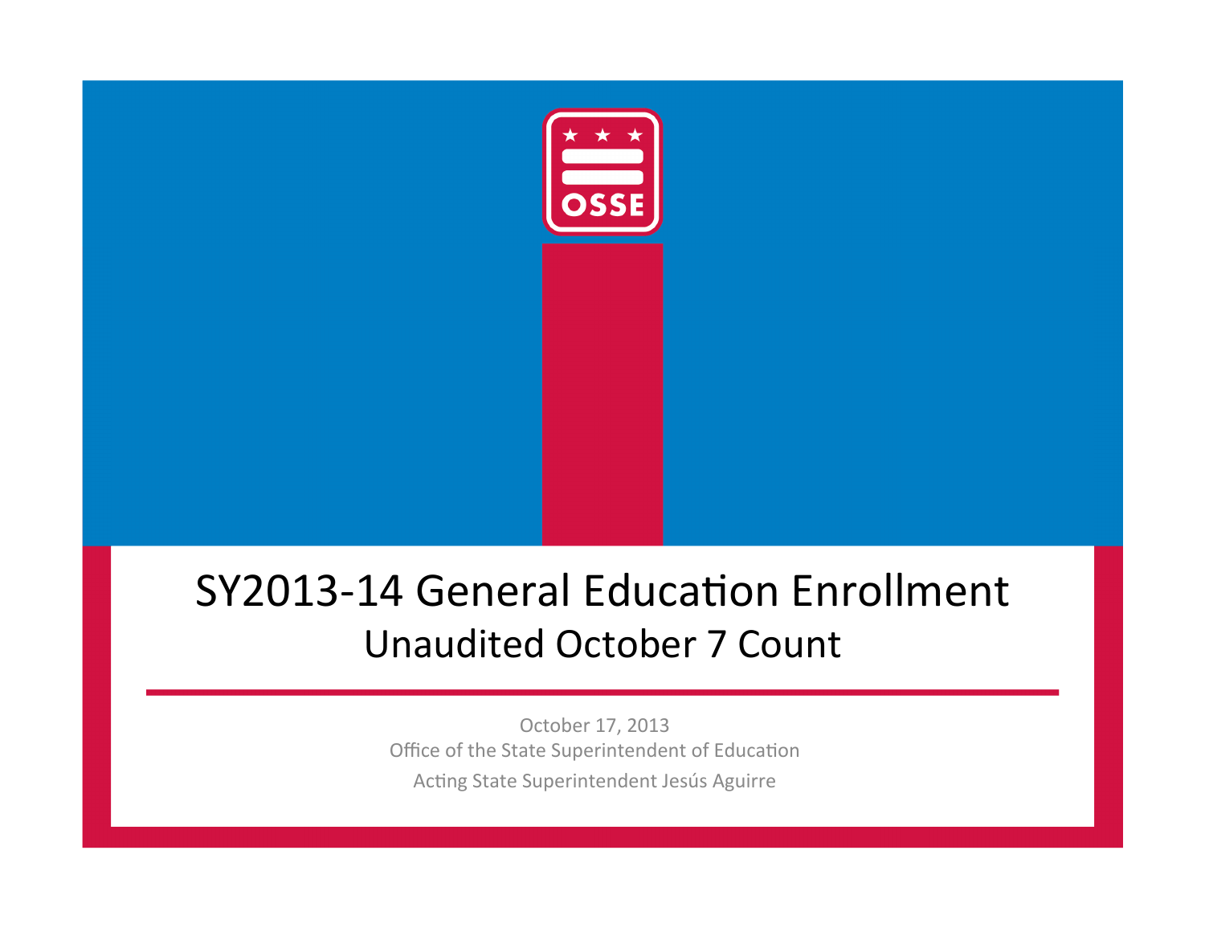OSSE

# SY2013-14 General Education Enrollment

## Unaudited October 7 Count

October 17, 2013

Office of the State Superintendent of Education

Acting State Superintendent Jesús Aguirre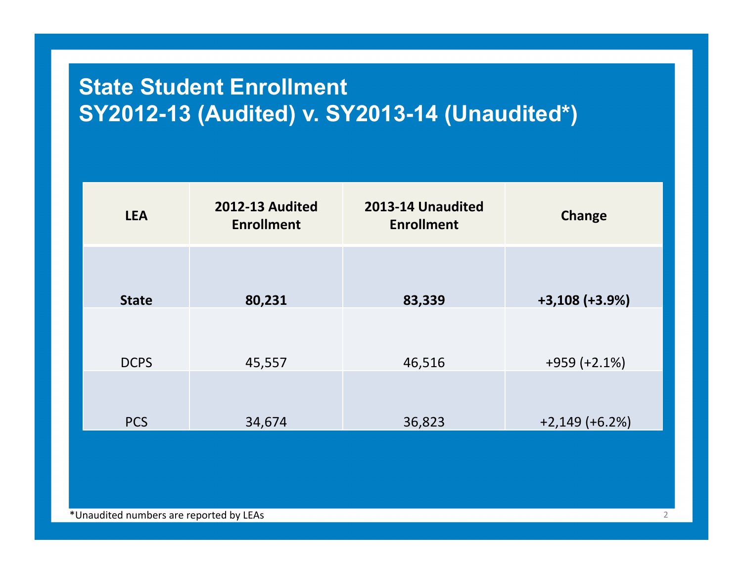# State Student Enrollment
# SY2012-13 (Audited) v. SY2013-14 (Unaudited*)

| LEA | 2012-13 Audited Enrollment | 2013-14 Unaudited Enrollment | Change |
|---|---|---|---|
| **State** | **80,231** | **83,339** | **+3,108 (+3.9%)** |
| DCPS | 45,557 | 46,516 | +959 (+2.1%) |
| PCS | 34,674 | 36,823 | +2,149 (+6.2%) |

*Unaudited numbers are reported by LEAs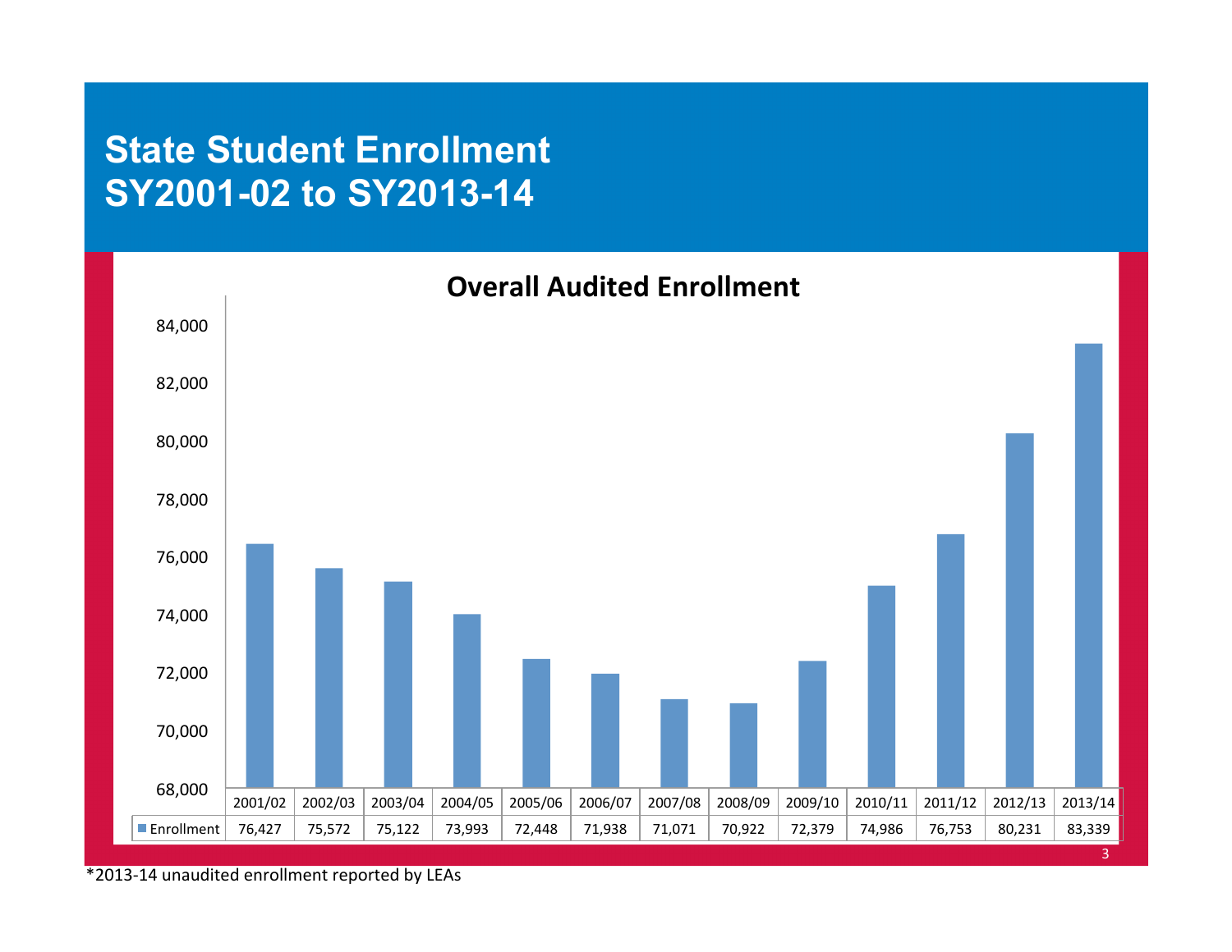# State Student Enrollment SY2001-02 to SY2013-14

## Overall Audited Enrollment

| | 2001/02 | 2002/03 | 2003/04 | 2004/05 | 2005/06 | 2006/07 | 2007/08 | 2008/09 | 2009/10 | 2010/11 | 2011/12 | 2012/13 | 2013/14 |
|---|---|---|---|---|---|---|---|---|---|---|---|---|---|
| Enrollment | 76,427 | 75,572 | 75,122 | 73,993 | 72,448 | 71,938 | 71,071 | 70,922 | 72,379 | 74,986 | 76,753 | 80,231 | 83,339 |

*2013-14 unaudited enrollment reported by LEAs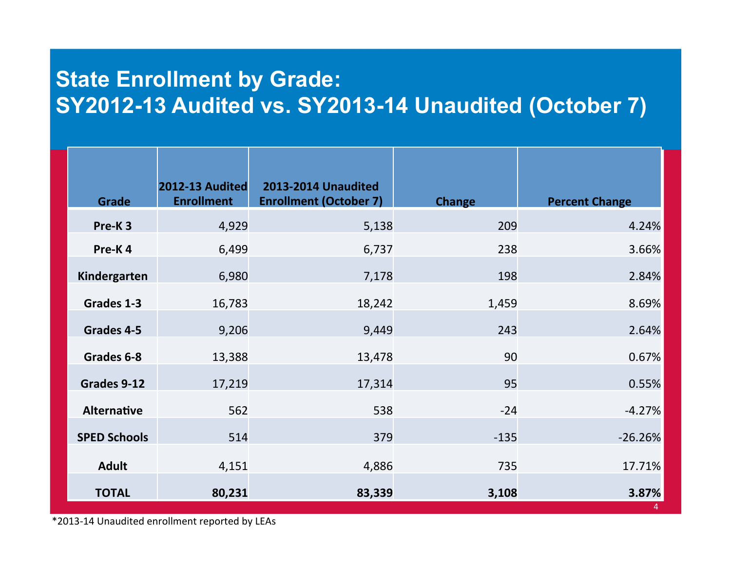# State Enrollment by Grade: SY2012-13 Audited vs. SY2013-14 Unaudited (October 7)

| Grade | 2012-13 Audited Enrollment | 2013-2014 Unaudited Enrollment (October 7) | Change | Percent Change |
|---|---|---|---|---|
| **Pre-K 3** | 4,929 | 5,138 | 209 | 4.24% |
| **Pre-K 4** | 6,499 | 6,737 | 238 | 3.66% |
| **Kindergarten** | 6,980 | 7,178 | 198 | 2.84% |
| **Grades 1-3** | 16,783 | 18,242 | 1,459 | 8.69% |
| **Grades 4-5** | 9,206 | 9,449 | 243 | 2.64% |
| **Grades 6-8** | 13,388 | 13,478 | 90 | 0.67% |
| **Grades 9-12** | 17,219 | 17,314 | 95 | 0.55% |
| **Alternative** | 562 | 538 | -24 | -4.27% |
| **SPED Schools** | 514 | 379 | -135 | -26.26% |
| **Adult** | 4,151 | 4,886 | 735 | 17.71% |
| **TOTAL** | **80,231** | **83,339** | **3,108** | **3.87%** |

*2013-14 Unaudited enrollment reported by LEAs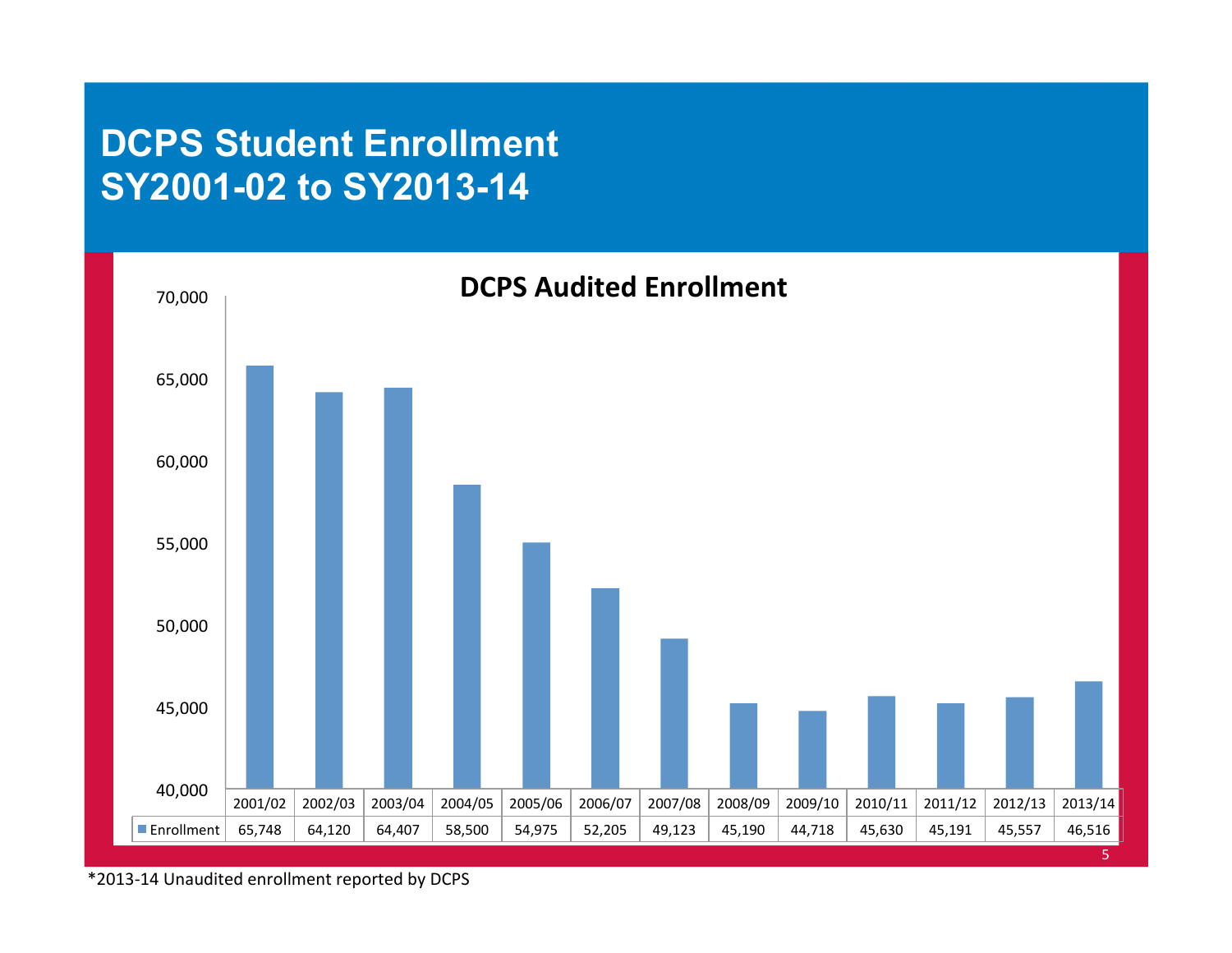# DCPS Student Enrollment SY2001-02 to SY2013-14

**DCPS Audited Enrollment**

| | 2001/02 | 2002/03 | 2003/04 | 2004/05 | 2005/06 | 2006/07 | 2007/08 | 2008/09 | 2009/10 | 2010/11 | 2011/12 | 2012/13 | 2013/14 |
|---|---|---|---|---|---|---|---|---|---|---|---|---|---|
| Enrollment | 65,748 | 64,120 | 64,407 | 58,500 | 54,975 | 52,205 | 49,123 | 45,190 | 44,718 | 45,630 | 45,191 | 45,557 | 46,516 |

*2013-14 Unaudited enrollment reported by DCPS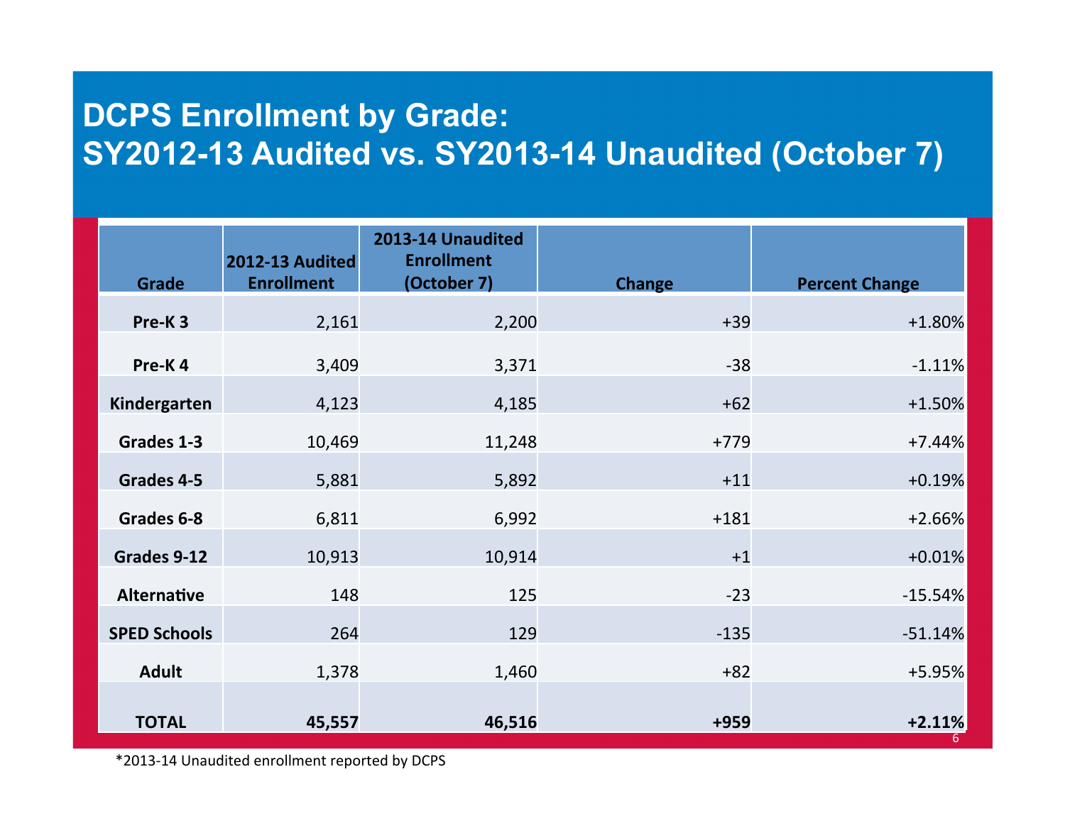# DCPS Enrollment by Grade: SY2012-13 Audited vs. SY2013-14 Unaudited (October 7)

| Grade | 2012-13 Audited Enrollment | 2013-14 Unaudited Enrollment (October 7) | Change | Percent Change |
|---|---|---|---|---|
| Pre-K 3 | 2,161 | 2,200 | +39 | +1.80% |
| Pre-K 4 | 3,409 | 3,371 | -38 | -1.11% |
| Kindergarten | 4,123 | 4,185 | +62 | +1.50% |
| Grades 1-3 | 10,469 | 11,248 | +779 | +7.44% |
| Grades 4-5 | 5,881 | 5,892 | +11 | +0.19% |
| Grades 6-8 | 6,811 | 6,992 | +181 | +2.66% |
| Grades 9-12 | 10,913 | 10,914 | +1 | +0.01% |
| Alternative | 148 | 125 | -23 | -15.54% |
| SPED Schools | 264 | 129 | -135 | -51.14% |
| Adult | 1,378 | 1,460 | +82 | +5.95% |
| **TOTAL** | **45,557** | **46,516** | **+959** | **+2.11%** |

*2013-14 Unaudited enrollment reported by DCPS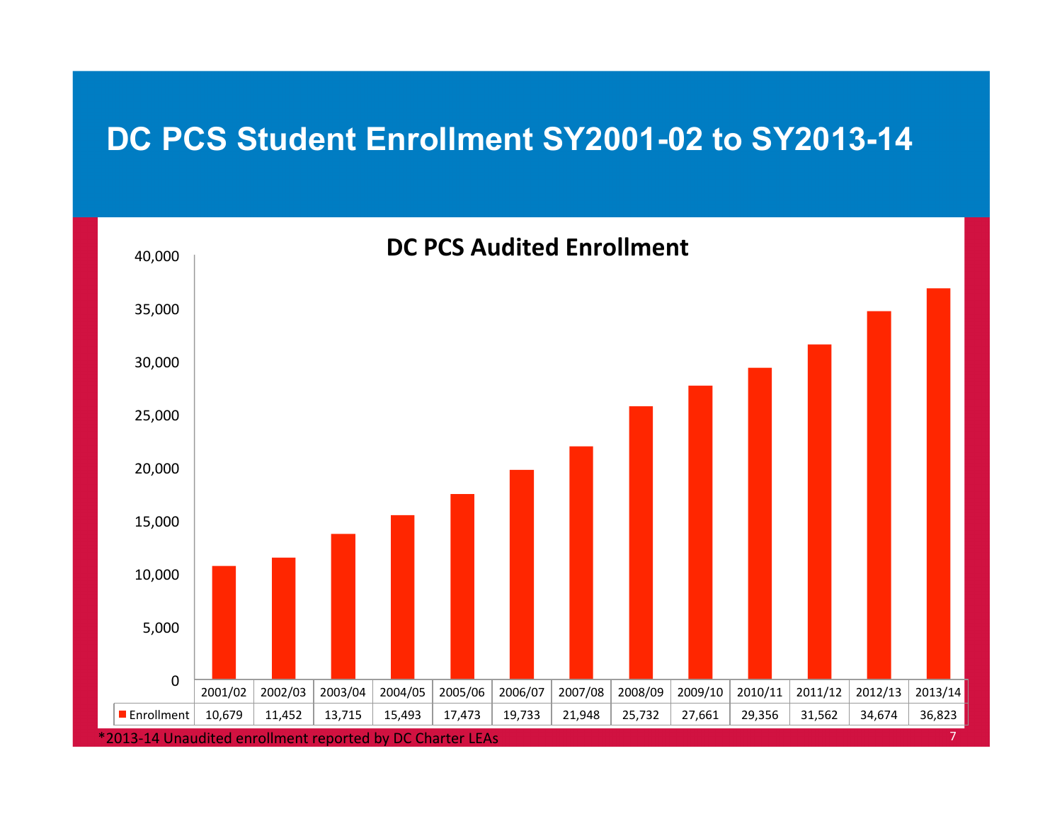# DC PCS Student Enrollment SY2001-02 to SY2013-14

## DC PCS Audited Enrollment

| | 2001/02 | 2002/03 | 2003/04 | 2004/05 | 2005/06 | 2006/07 | 2007/08 | 2008/09 | 2009/10 | 2010/11 | 2011/12 | 2012/13 | 2013/14 |
|---|---|---|---|---|---|---|---|---|---|---|---|---|---|
| Enrollment | 10,679 | 11,452 | 13,715 | 15,493 | 17,473 | 19,733 | 21,948 | 25,732 | 27,661 | 29,356 | 31,562 | 34,674 | 36,823 |

*2013-14 Unaudited enrollment reported by DC Charter LEAs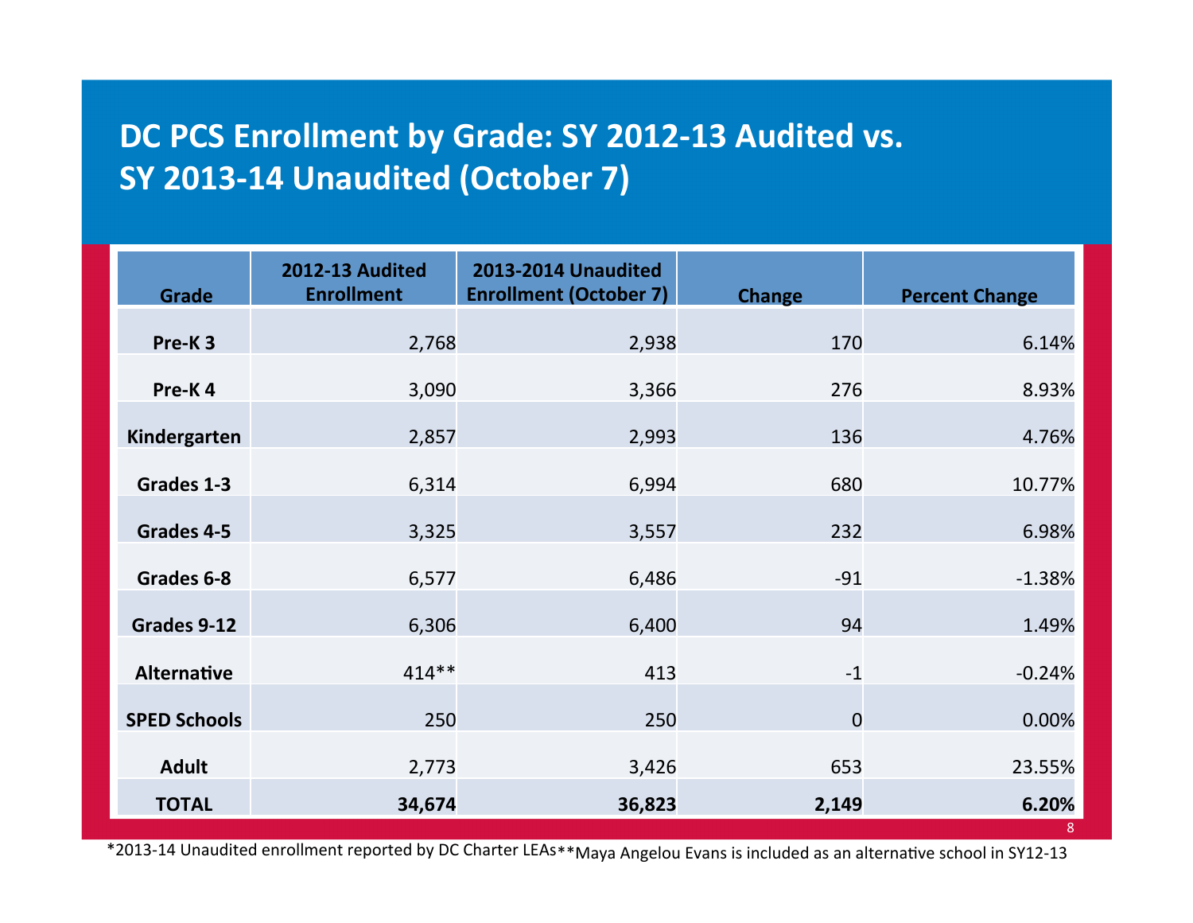# DC PCS Enrollment by Grade: SY 2012-13 Audited vs. SY 2013-14 Unaudited (October 7)

| Grade | 2012-13 Audited Enrollment | 2013-2014 Unaudited Enrollment (October 7) | Change | Percent Change |
|---|---|---|---|---|
| **Pre-K 3** | 2,768 | 2,938 | 170 | 6.14% |
| **Pre-K 4** | 3,090 | 3,366 | 276 | 8.93% |
| **Kindergarten** | 2,857 | 2,993 | 136 | 4.76% |
| **Grades 1-3** | 6,314 | 6,994 | 680 | 10.77% |
| **Grades 4-5** | 3,325 | 3,557 | 232 | 6.98% |
| **Grades 6-8** | 6,577 | 6,486 | -91 | -1.38% |
| **Grades 9-12** | 6,306 | 6,400 | 94 | 1.49% |
| **Alternative** | 414** | 413 | -1 | -0.24% |
| **SPED Schools** | 250 | 250 | 0 | 0.00% |
| **Adult** | 2,773 | 3,426 | 653 | 23.55% |
| **TOTAL** | **34,674** | **36,823** | **2,149** | **6.20%** |

*2013-14 Unaudited enrollment reported by DC Charter LEAs **Maya Angelou Evans is included as an alternative school in SY12-13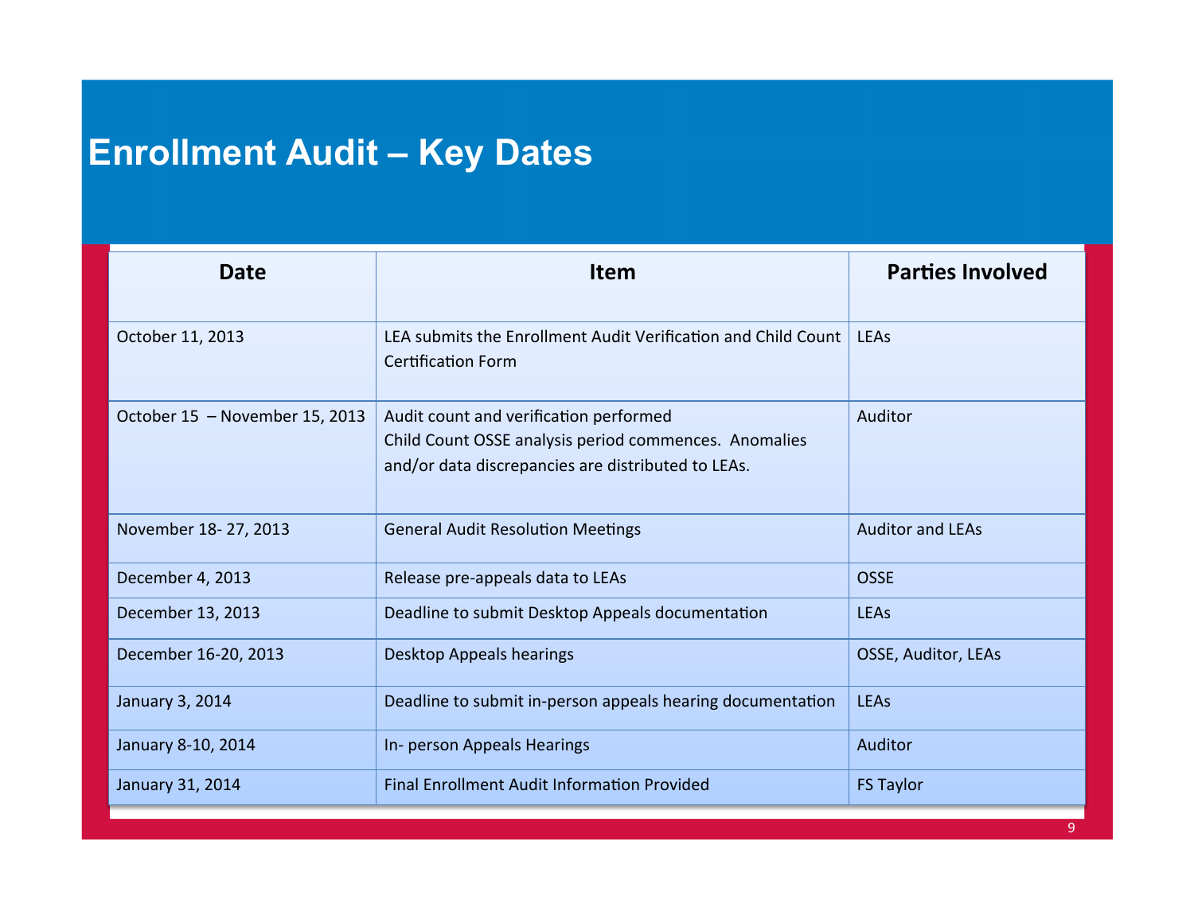# Enrollment Audit – Key Dates

| Date | Item | Parties Involved |
|---|---|---|
| October 11, 2013 | LEA submits the Enrollment Audit Verification and Child Count Certification Form | LEAs |
| October 15 – November 15, 2013 | Audit count and verification performed<br>Child Count OSSE analysis period commences. Anomalies and/or data discrepancies are distributed to LEAs. | Auditor |
| November 18- 27, 2013 | General Audit Resolution Meetings | Auditor and LEAs |
| December 4, 2013 | Release pre-appeals data to LEAs | OSSE |
| December 13, 2013 | Deadline to submit Desktop Appeals documentation | LEAs |
| December 16-20, 2013 | Desktop Appeals hearings | OSSE, Auditor, LEAs |
| January 3, 2014 | Deadline to submit in-person appeals hearing documentation | LEAs |
| January 8-10, 2014 | In- person Appeals Hearings | Auditor |
| January 31, 2014 | Final Enrollment Audit Information Provided | FS Taylor |